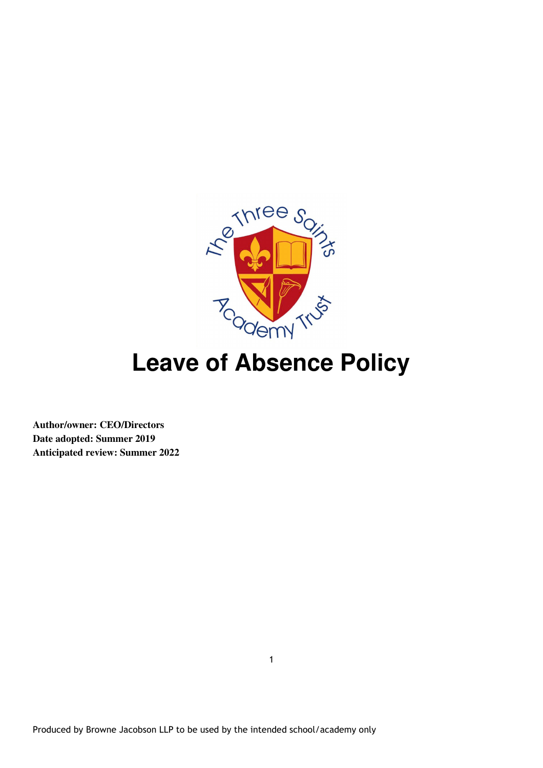# Leave of Absence Policy

**Author/owner: CEO/Directors**
**Date adopted: Summer 2019**
**Anticipated review: Summer 2022**

Produced by Browne Jacobson LLP to be used by the intended school/academy only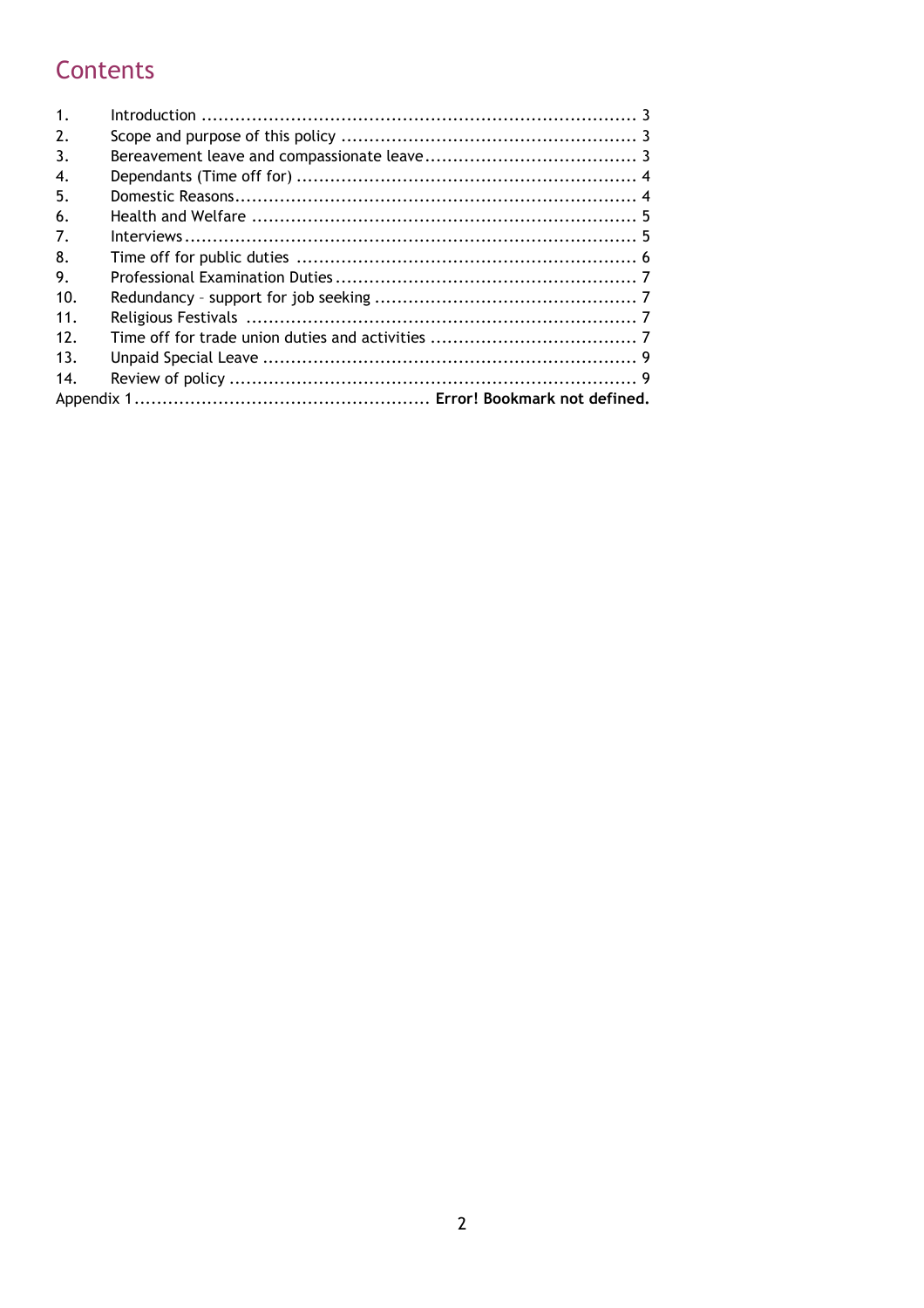# Contents

| | | |
|---|---|---|
| 1. | Introduction | 3 |
| 2. | Scope and purpose of this policy | 3 |
| 3. | Bereavement leave and compassionate leave | 3 |
| 4. | Dependants (Time off for) | 4 |
| 5. | Domestic Reasons | 4 |
| 6. | Health and Welfare | 5 |
| 7. | Interviews | 5 |
| 8. | Time off for public duties | 6 |
| 9. | Professional Examination Duties | 7 |
| 10. | Redundancy – support for job seeking | 7 |
| 11. | Religious Festivals | 7 |
| 12. | Time off for trade union duties and activities | 7 |
| 13. | Unpaid Special Leave | 9 |
| 14. | Review of policy | 9 |
| Appendix 1 | | **Error! Bookmark not defined.** |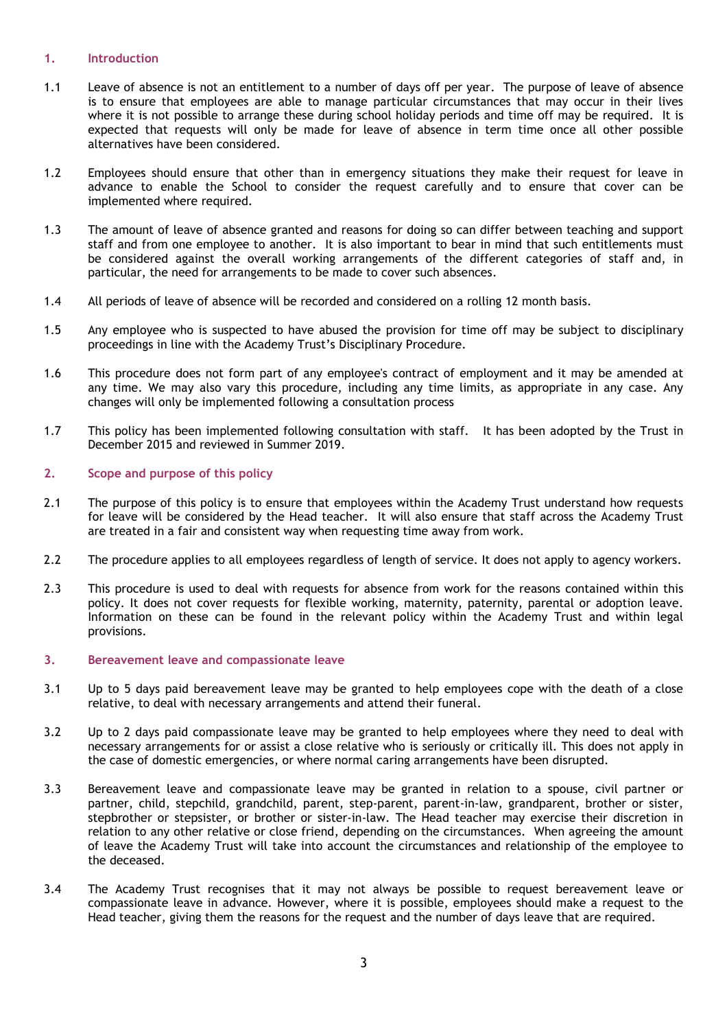## 1. Introduction

1.1 Leave of absence is not an entitlement to a number of days off per year. The purpose of leave of absence is to ensure that employees are able to manage particular circumstances that may occur in their lives where it is not possible to arrange these during school holiday periods and time off may be required. It is expected that requests will only be made for leave of absence in term time once all other possible alternatives have been considered.

1.2 Employees should ensure that other than in emergency situations they make their request for leave in advance to enable the School to consider the request carefully and to ensure that cover can be implemented where required.

1.3 The amount of leave of absence granted and reasons for doing so can differ between teaching and support staff and from one employee to another. It is also important to bear in mind that such entitlements must be considered against the overall working arrangements of the different categories of staff and, in particular, the need for arrangements to be made to cover such absences.

1.4 All periods of leave of absence will be recorded and considered on a rolling 12 month basis.

1.5 Any employee who is suspected to have abused the provision for time off may be subject to disciplinary proceedings in line with the Academy Trust's Disciplinary Procedure.

1.6 This procedure does not form part of any employee's contract of employment and it may be amended at any time. We may also vary this procedure, including any time limits, as appropriate in any case. Any changes will only be implemented following a consultation process

1.7 This policy has been implemented following consultation with staff. It has been adopted by the Trust in December 2015 and reviewed in Summer 2019.

## 2. Scope and purpose of this policy

2.1 The purpose of this policy is to ensure that employees within the Academy Trust understand how requests for leave will be considered by the Head teacher. It will also ensure that staff across the Academy Trust are treated in a fair and consistent way when requesting time away from work.

2.2 The procedure applies to all employees regardless of length of service. It does not apply to agency workers.

2.3 This procedure is used to deal with requests for absence from work for the reasons contained within this policy. It does not cover requests for flexible working, maternity, paternity, parental or adoption leave. Information on these can be found in the relevant policy within the Academy Trust and within legal provisions.

## 3. Bereavement leave and compassionate leave

3.1 Up to 5 days paid bereavement leave may be granted to help employees cope with the death of a close relative, to deal with necessary arrangements and attend their funeral.

3.2 Up to 2 days paid compassionate leave may be granted to help employees where they need to deal with necessary arrangements for or assist a close relative who is seriously or critically ill. This does not apply in the case of domestic emergencies, or where normal caring arrangements have been disrupted.

3.3 Bereavement leave and compassionate leave may be granted in relation to a spouse, civil partner or partner, child, stepchild, grandchild, parent, step-parent, parent-in-law, grandparent, brother or sister, stepbrother or stepsister, or brother or sister-in-law. The Head teacher may exercise their discretion in relation to any other relative or close friend, depending on the circumstances. When agreeing the amount of leave the Academy Trust will take into account the circumstances and relationship of the employee to the deceased.

3.4 The Academy Trust recognises that it may not always be possible to request bereavement leave or compassionate leave in advance. However, where it is possible, employees should make a request to the Head teacher, giving them the reasons for the request and the number of days leave that are required.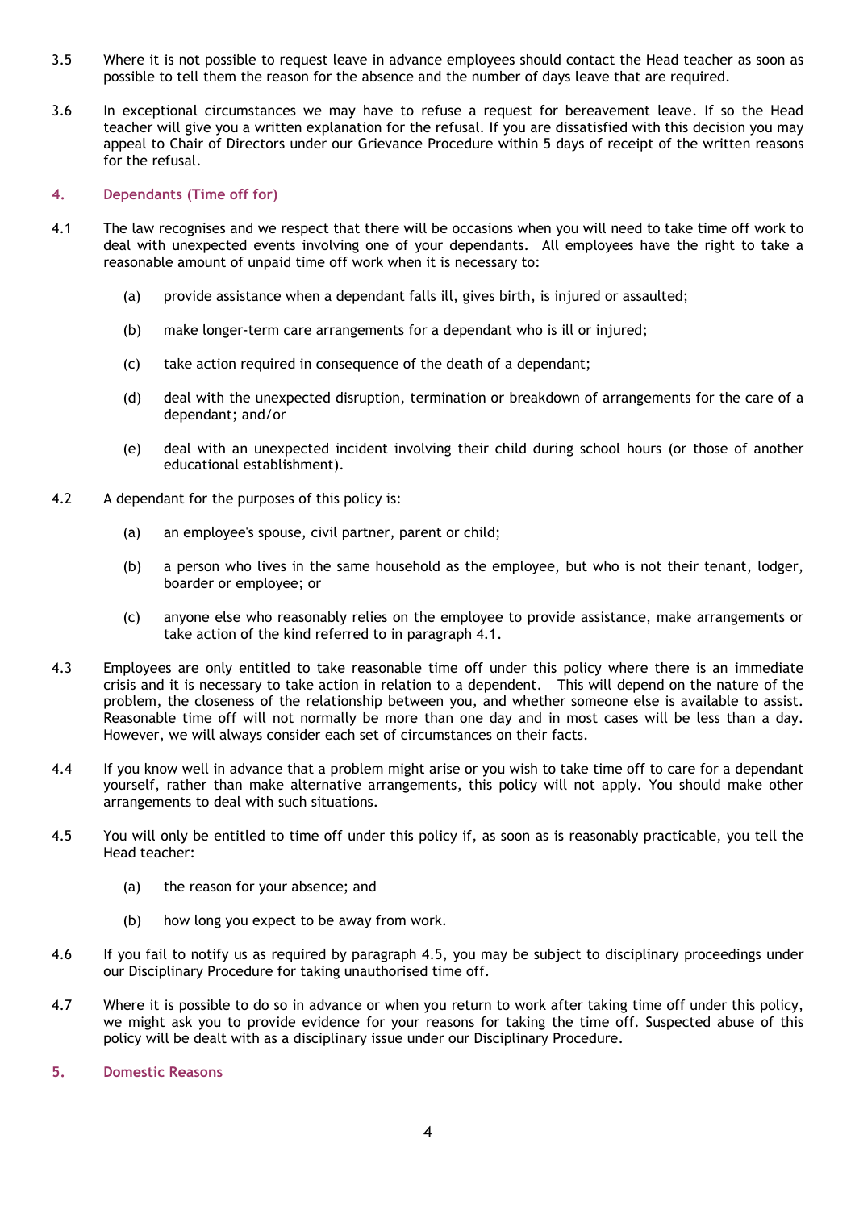3.5 Where it is not possible to request leave in advance employees should contact the Head teacher as soon as possible to tell them the reason for the absence and the number of days leave that are required.

3.6 In exceptional circumstances we may have to refuse a request for bereavement leave. If so the Head teacher will give you a written explanation for the refusal. If you are dissatisfied with this decision you may appeal to Chair of Directors under our Grievance Procedure within 5 days of receipt of the written reasons for the refusal.

## 4. Dependants (Time off for)

4.1 The law recognises and we respect that there will be occasions when you will need to take time off work to deal with unexpected events involving one of your dependants. All employees have the right to take a reasonable amount of unpaid time off work when it is necessary to:

(a) provide assistance when a dependant falls ill, gives birth, is injured or assaulted;

(b) make longer-term care arrangements for a dependant who is ill or injured;

(c) take action required in consequence of the death of a dependant;

(d) deal with the unexpected disruption, termination or breakdown of arrangements for the care of a dependant; and/or

(e) deal with an unexpected incident involving their child during school hours (or those of another educational establishment).

4.2 A dependant for the purposes of this policy is:

(a) an employee's spouse, civil partner, parent or child;

(b) a person who lives in the same household as the employee, but who is not their tenant, lodger, boarder or employee; or

(c) anyone else who reasonably relies on the employee to provide assistance, make arrangements or take action of the kind referred to in paragraph 4.1.

4.3 Employees are only entitled to take reasonable time off under this policy where there is an immediate crisis and it is necessary to take action in relation to a dependent. This will depend on the nature of the problem, the closeness of the relationship between you, and whether someone else is available to assist. Reasonable time off will not normally be more than one day and in most cases will be less than a day. However, we will always consider each set of circumstances on their facts.

4.4 If you know well in advance that a problem might arise or you wish to take time off to care for a dependant yourself, rather than make alternative arrangements, this policy will not apply. You should make other arrangements to deal with such situations.

4.5 You will only be entitled to time off under this policy if, as soon as is reasonably practicable, you tell the Head teacher:

(a) the reason for your absence; and

(b) how long you expect to be away from work.

4.6 If you fail to notify us as required by paragraph 4.5, you may be subject to disciplinary proceedings under our Disciplinary Procedure for taking unauthorised time off.

4.7 Where it is possible to do so in advance or when you return to work after taking time off under this policy, we might ask you to provide evidence for your reasons for taking the time off. Suspected abuse of this policy will be dealt with as a disciplinary issue under our Disciplinary Procedure.

## 5. Domestic Reasons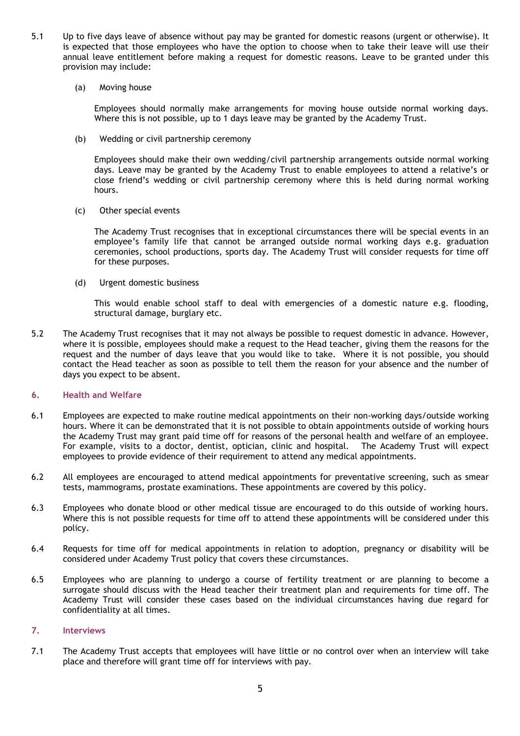5.1 Up to five days leave of absence without pay may be granted for domestic reasons (urgent or otherwise). It is expected that those employees who have the option to choose when to take their leave will use their annual leave entitlement before making a request for domestic reasons. Leave to be granted under this provision may include:

(a) Moving house

Employees should normally make arrangements for moving house outside normal working days. Where this is not possible, up to 1 days leave may be granted by the Academy Trust.

(b) Wedding or civil partnership ceremony

Employees should make their own wedding/civil partnership arrangements outside normal working days. Leave may be granted by the Academy Trust to enable employees to attend a relative's or close friend's wedding or civil partnership ceremony where this is held during normal working hours.

(c) Other special events

The Academy Trust recognises that in exceptional circumstances there will be special events in an employee's family life that cannot be arranged outside normal working days e.g. graduation ceremonies, school productions, sports day. The Academy Trust will consider requests for time off for these purposes.

(d) Urgent domestic business

This would enable school staff to deal with emergencies of a domestic nature e.g. flooding, structural damage, burglary etc.

5.2 The Academy Trust recognises that it may not always be possible to request domestic in advance. However, where it is possible, employees should make a request to the Head teacher, giving them the reasons for the request and the number of days leave that you would like to take. Where it is not possible, you should contact the Head teacher as soon as possible to tell them the reason for your absence and the number of days you expect to be absent.

## 6. Health and Welfare

6.1 Employees are expected to make routine medical appointments on their non-working days/outside working hours. Where it can be demonstrated that it is not possible to obtain appointments outside of working hours the Academy Trust may grant paid time off for reasons of the personal health and welfare of an employee. For example, visits to a doctor, dentist, optician, clinic and hospital. The Academy Trust will expect employees to provide evidence of their requirement to attend any medical appointments.

6.2 All employees are encouraged to attend medical appointments for preventative screening, such as smear tests, mammograms, prostate examinations. These appointments are covered by this policy.

6.3 Employees who donate blood or other medical tissue are encouraged to do this outside of working hours. Where this is not possible requests for time off to attend these appointments will be considered under this policy.

6.4 Requests for time off for medical appointments in relation to adoption, pregnancy or disability will be considered under Academy Trust policy that covers these circumstances.

6.5 Employees who are planning to undergo a course of fertility treatment or are planning to become a surrogate should discuss with the Head teacher their treatment plan and requirements for time off. The Academy Trust will consider these cases based on the individual circumstances having due regard for confidentiality at all times.

## 7. Interviews

7.1 The Academy Trust accepts that employees will have little or no control over when an interview will take place and therefore will grant time off for interviews with pay.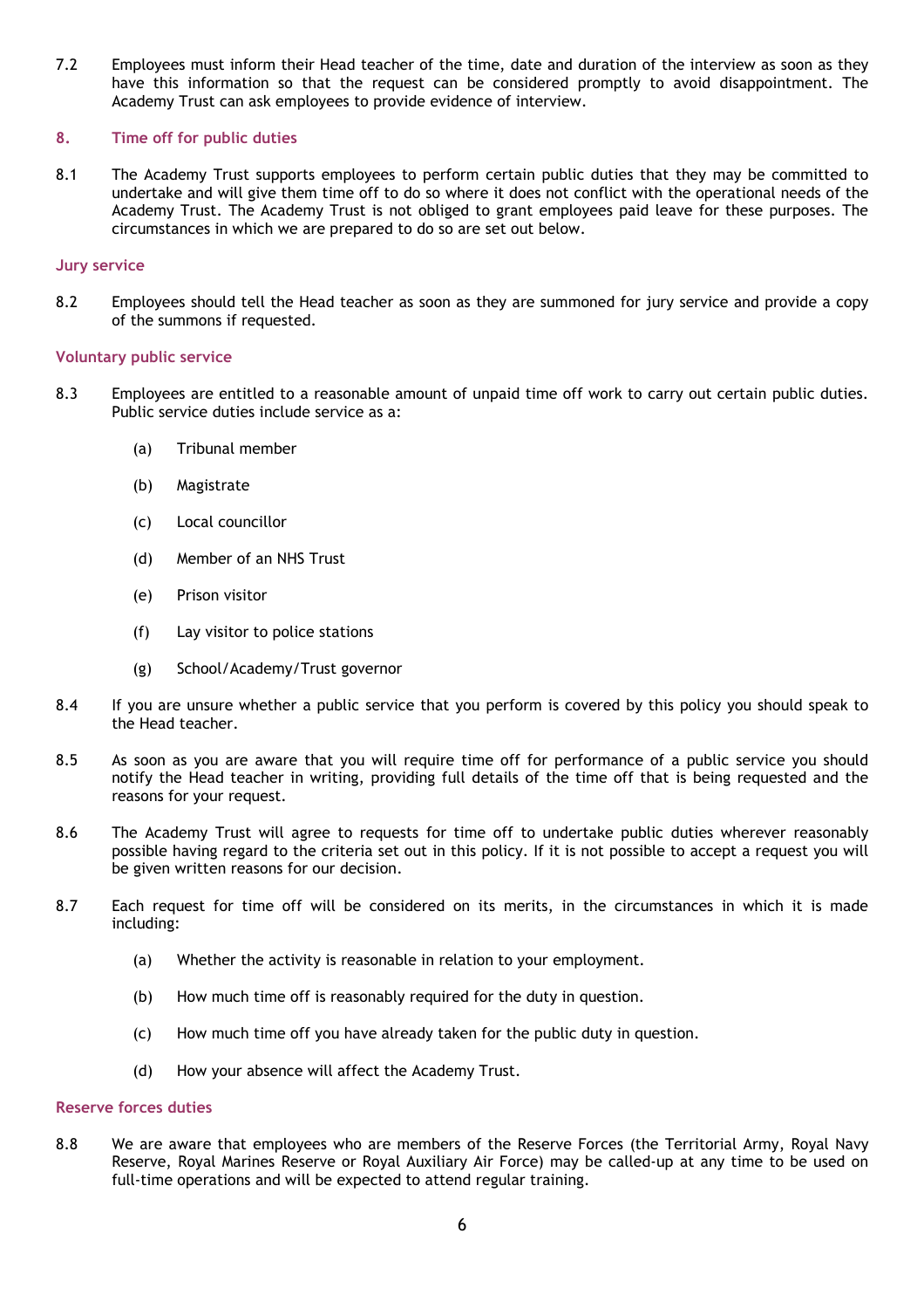7.2 Employees must inform their Head teacher of the time, date and duration of the interview as soon as they have this information so that the request can be considered promptly to avoid disappointment. The Academy Trust can ask employees to provide evidence of interview.

## 8. Time off for public duties

8.1 The Academy Trust supports employees to perform certain public duties that they may be committed to undertake and will give them time off to do so where it does not conflict with the operational needs of the Academy Trust. The Academy Trust is not obliged to grant employees paid leave for these purposes. The circumstances in which we are prepared to do so are set out below.

### Jury service

8.2 Employees should tell the Head teacher as soon as they are summoned for jury service and provide a copy of the summons if requested.

### Voluntary public service

8.3 Employees are entitled to a reasonable amount of unpaid time off work to carry out certain public duties. Public service duties include service as a:

- (a) Tribunal member
- (b) Magistrate
- (c) Local councillor
- (d) Member of an NHS Trust
- (e) Prison visitor
- (f) Lay visitor to police stations
- (g) School/Academy/Trust governor

8.4 If you are unsure whether a public service that you perform is covered by this policy you should speak to the Head teacher.

8.5 As soon as you are aware that you will require time off for performance of a public service you should notify the Head teacher in writing, providing full details of the time off that is being requested and the reasons for your request.

8.6 The Academy Trust will agree to requests for time off to undertake public duties wherever reasonably possible having regard to the criteria set out in this policy. If it is not possible to accept a request you will be given written reasons for our decision.

8.7 Each request for time off will be considered on its merits, in the circumstances in which it is made including:

- (a) Whether the activity is reasonable in relation to your employment.
- (b) How much time off is reasonably required for the duty in question.
- (c) How much time off you have already taken for the public duty in question.
- (d) How your absence will affect the Academy Trust.

### Reserve forces duties

8.8 We are aware that employees who are members of the Reserve Forces (the Territorial Army, Royal Navy Reserve, Royal Marines Reserve or Royal Auxiliary Air Force) may be called-up at any time to be used on full-time operations and will be expected to attend regular training.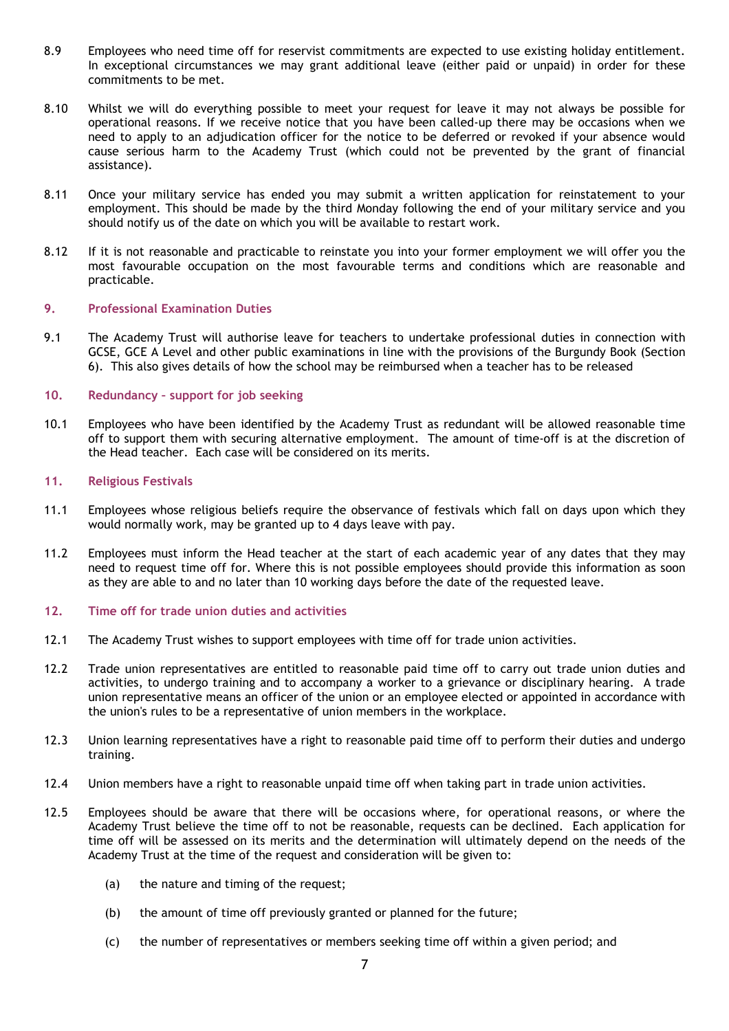8.9 Employees who need time off for reservist commitments are expected to use existing holiday entitlement. In exceptional circumstances we may grant additional leave (either paid or unpaid) in order for these commitments to be met.

8.10 Whilst we will do everything possible to meet your request for leave it may not always be possible for operational reasons. If we receive notice that you have been called-up there may be occasions when we need to apply to an adjudication officer for the notice to be deferred or revoked if your absence would cause serious harm to the Academy Trust (which could not be prevented by the grant of financial assistance).

8.11 Once your military service has ended you may submit a written application for reinstatement to your employment. This should be made by the third Monday following the end of your military service and you should notify us of the date on which you will be available to restart work.

8.12 If it is not reasonable and practicable to reinstate you into your former employment we will offer you the most favourable occupation on the most favourable terms and conditions which are reasonable and practicable.

## 9. Professional Examination Duties

9.1 The Academy Trust will authorise leave for teachers to undertake professional duties in connection with GCSE, GCE A Level and other public examinations in line with the provisions of the Burgundy Book (Section 6). This also gives details of how the school may be reimbursed when a teacher has to be released

## 10. Redundancy – support for job seeking

10.1 Employees who have been identified by the Academy Trust as redundant will be allowed reasonable time off to support them with securing alternative employment. The amount of time-off is at the discretion of the Head teacher. Each case will be considered on its merits.

## 11. Religious Festivals

11.1 Employees whose religious beliefs require the observance of festivals which fall on days upon which they would normally work, may be granted up to 4 days leave with pay.

11.2 Employees must inform the Head teacher at the start of each academic year of any dates that they may need to request time off for. Where this is not possible employees should provide this information as soon as they are able to and no later than 10 working days before the date of the requested leave.

## 12. Time off for trade union duties and activities

12.1 The Academy Trust wishes to support employees with time off for trade union activities.

12.2 Trade union representatives are entitled to reasonable paid time off to carry out trade union duties and activities, to undergo training and to accompany a worker to a grievance or disciplinary hearing. A trade union representative means an officer of the union or an employee elected or appointed in accordance with the union's rules to be a representative of union members in the workplace.

12.3 Union learning representatives have a right to reasonable paid time off to perform their duties and undergo training.

12.4 Union members have a right to reasonable unpaid time off when taking part in trade union activities.

12.5 Employees should be aware that there will be occasions where, for operational reasons, or where the Academy Trust believe the time off to not be reasonable, requests can be declined. Each application for time off will be assessed on its merits and the determination will ultimately depend on the needs of the Academy Trust at the time of the request and consideration will be given to:

(a) the nature and timing of the request;

(b) the amount of time off previously granted or planned for the future;

(c) the number of representatives or members seeking time off within a given period; and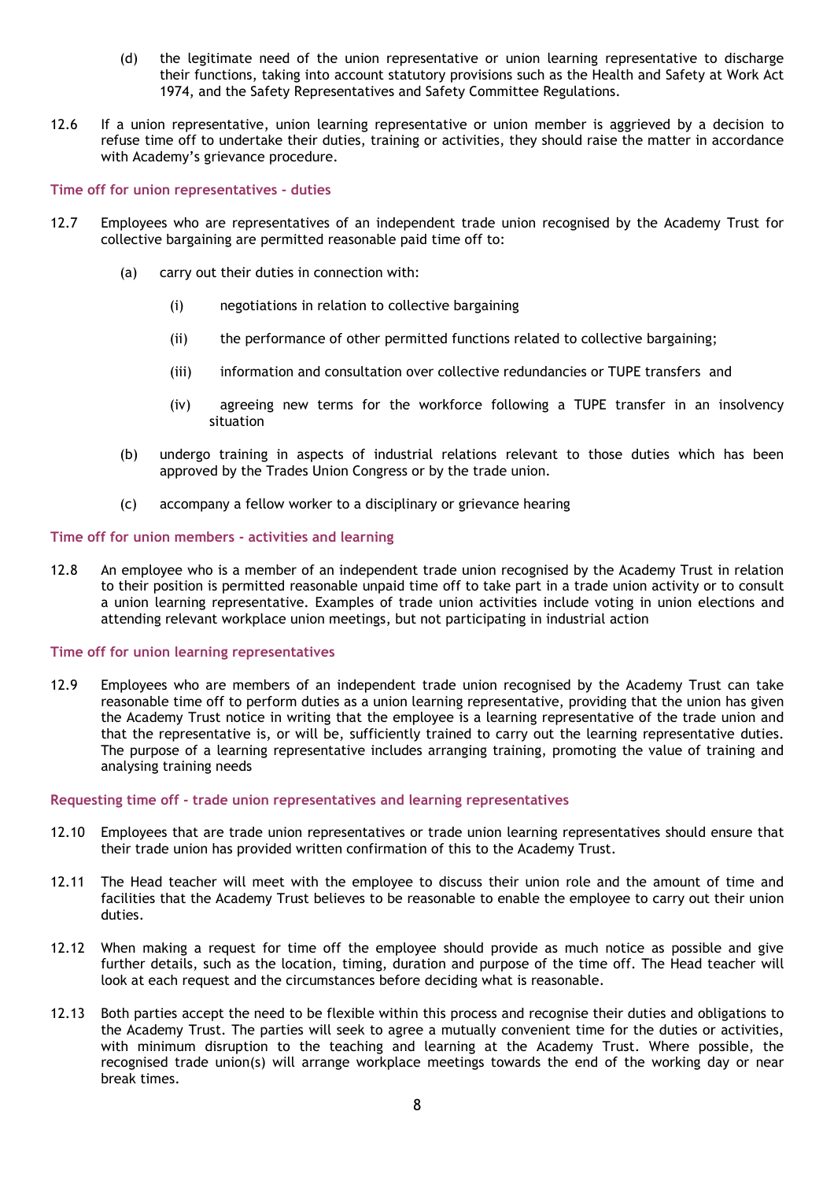(d) the legitimate need of the union representative or union learning representative to discharge their functions, taking into account statutory provisions such as the Health and Safety at Work Act 1974, and the Safety Representatives and Safety Committee Regulations.

12.6 If a union representative, union learning representative or union member is aggrieved by a decision to refuse time off to undertake their duties, training or activities, they should raise the matter in accordance with Academy's grievance procedure.

### Time off for union representatives - duties

12.7 Employees who are representatives of an independent trade union recognised by the Academy Trust for collective bargaining are permitted reasonable paid time off to:

(a) carry out their duties in connection with:

(i) negotiations in relation to collective bargaining

(ii) the performance of other permitted functions related to collective bargaining;

(iii) information and consultation over collective redundancies or TUPE transfers and

(iv) agreeing new terms for the workforce following a TUPE transfer in an insolvency situation

(b) undergo training in aspects of industrial relations relevant to those duties which has been approved by the Trades Union Congress or by the trade union.

(c) accompany a fellow worker to a disciplinary or grievance hearing

### Time off for union members - activities and learning

12.8 An employee who is a member of an independent trade union recognised by the Academy Trust in relation to their position is permitted reasonable unpaid time off to take part in a trade union activity or to consult a union learning representative. Examples of trade union activities include voting in union elections and attending relevant workplace union meetings, but not participating in industrial action

### Time off for union learning representatives

12.9 Employees who are members of an independent trade union recognised by the Academy Trust can take reasonable time off to perform duties as a union learning representative, providing that the union has given the Academy Trust notice in writing that the employee is a learning representative of the trade union and that the representative is, or will be, sufficiently trained to carry out the learning representative duties. The purpose of a learning representative includes arranging training, promoting the value of training and analysing training needs

### Requesting time off - trade union representatives and learning representatives

12.10 Employees that are trade union representatives or trade union learning representatives should ensure that their trade union has provided written confirmation of this to the Academy Trust.

12.11 The Head teacher will meet with the employee to discuss their union role and the amount of time and facilities that the Academy Trust believes to be reasonable to enable the employee to carry out their union duties.

12.12 When making a request for time off the employee should provide as much notice as possible and give further details, such as the location, timing, duration and purpose of the time off. The Head teacher will look at each request and the circumstances before deciding what is reasonable.

12.13 Both parties accept the need to be flexible within this process and recognise their duties and obligations to the Academy Trust. The parties will seek to agree a mutually convenient time for the duties or activities, with minimum disruption to the teaching and learning at the Academy Trust. Where possible, the recognised trade union(s) will arrange workplace meetings towards the end of the working day or near break times.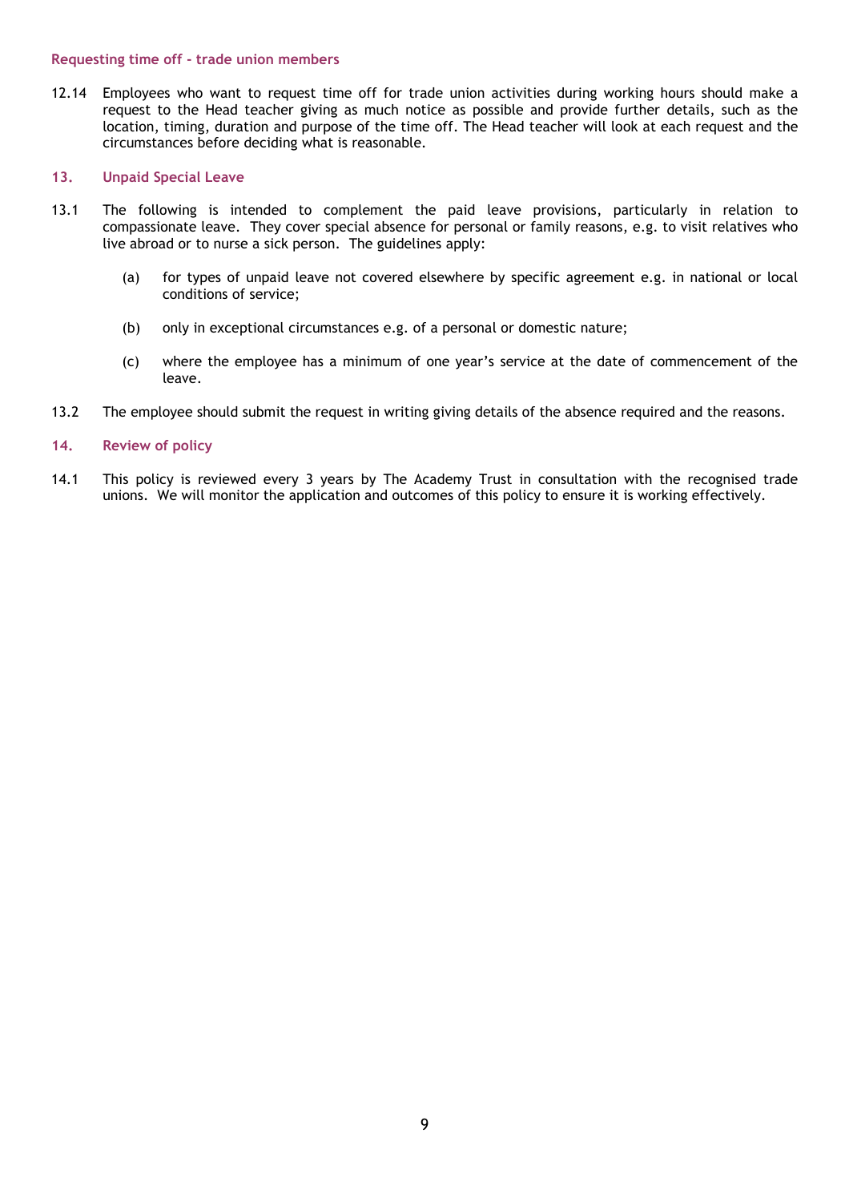### Requesting time off - trade union members

12.14 Employees who want to request time off for trade union activities during working hours should make a request to the Head teacher giving as much notice as possible and provide further details, such as the location, timing, duration and purpose of the time off. The Head teacher will look at each request and the circumstances before deciding what is reasonable.

## 13. Unpaid Special Leave

13.1 The following is intended to complement the paid leave provisions, particularly in relation to compassionate leave. They cover special absence for personal or family reasons, e.g. to visit relatives who live abroad or to nurse a sick person. The guidelines apply:

(a) for types of unpaid leave not covered elsewhere by specific agreement e.g. in national or local conditions of service;

(b) only in exceptional circumstances e.g. of a personal or domestic nature;

(c) where the employee has a minimum of one year's service at the date of commencement of the leave.

13.2 The employee should submit the request in writing giving details of the absence required and the reasons.

## 14. Review of policy

14.1 This policy is reviewed every 3 years by The Academy Trust in consultation with the recognised trade unions. We will monitor the application and outcomes of this policy to ensure it is working effectively.